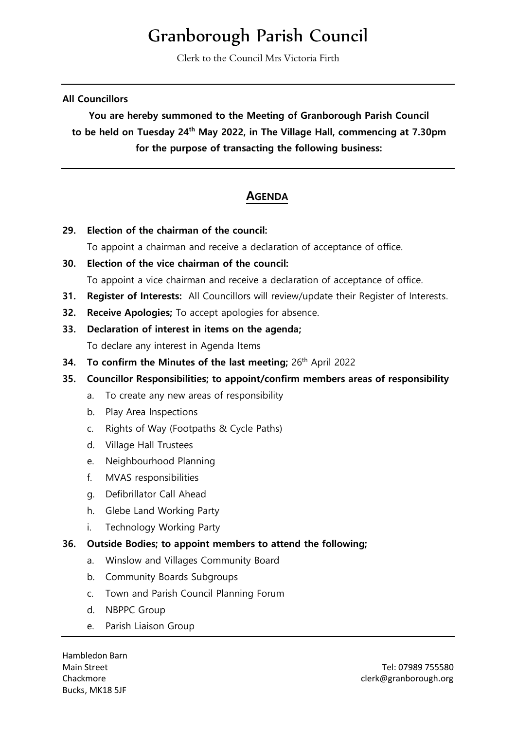# Granborough Parish Council

Clerk to the Council Mrs Victoria Firth

**All Councillors**

**You are hereby summoned to the Meeting of Granborough Parish Council to be held on Tuesday 24th May 2022, in The Village Hall, commencing at 7.30pm for the purpose of transacting the following business:**

## AGENDA

**29. Election of the chairman of the council:**
To appoint a chairman and receive a declaration of acceptance of office.

**30. Election of the vice chairman of the council:**
To appoint a vice chairman and receive a declaration of acceptance of office.

**31. Register of Interests:** All Councillors will review/update their Register of Interests.

**32. Receive Apologies;** To accept apologies for absence.

**33. Declaration of interest in items on the agenda;**
To declare any interest in Agenda Items

**34. To confirm the Minutes of the last meeting;** 26th April 2022

**35. Councillor Responsibilities; to appoint/confirm members areas of responsibility**

a. To create any new areas of responsibility
b. Play Area Inspections
c. Rights of Way (Footpaths & Cycle Paths)
d. Village Hall Trustees
e. Neighbourhood Planning
f. MVAS responsibilities
g. Defibrillator Call Ahead
h. Glebe Land Working Party
i. Technology Working Party

**36. Outside Bodies; to appoint members to attend the following;**

a. Winslow and Villages Community Board
b. Community Boards Subgroups
c. Town and Parish Council Planning Forum
d. NBPPC Group
e. Parish Liaison Group

Hambledon Barn
Main Street
Chackmore
Bucks, MK18 5JF

Tel: 07989 755580
clerk@granborough.org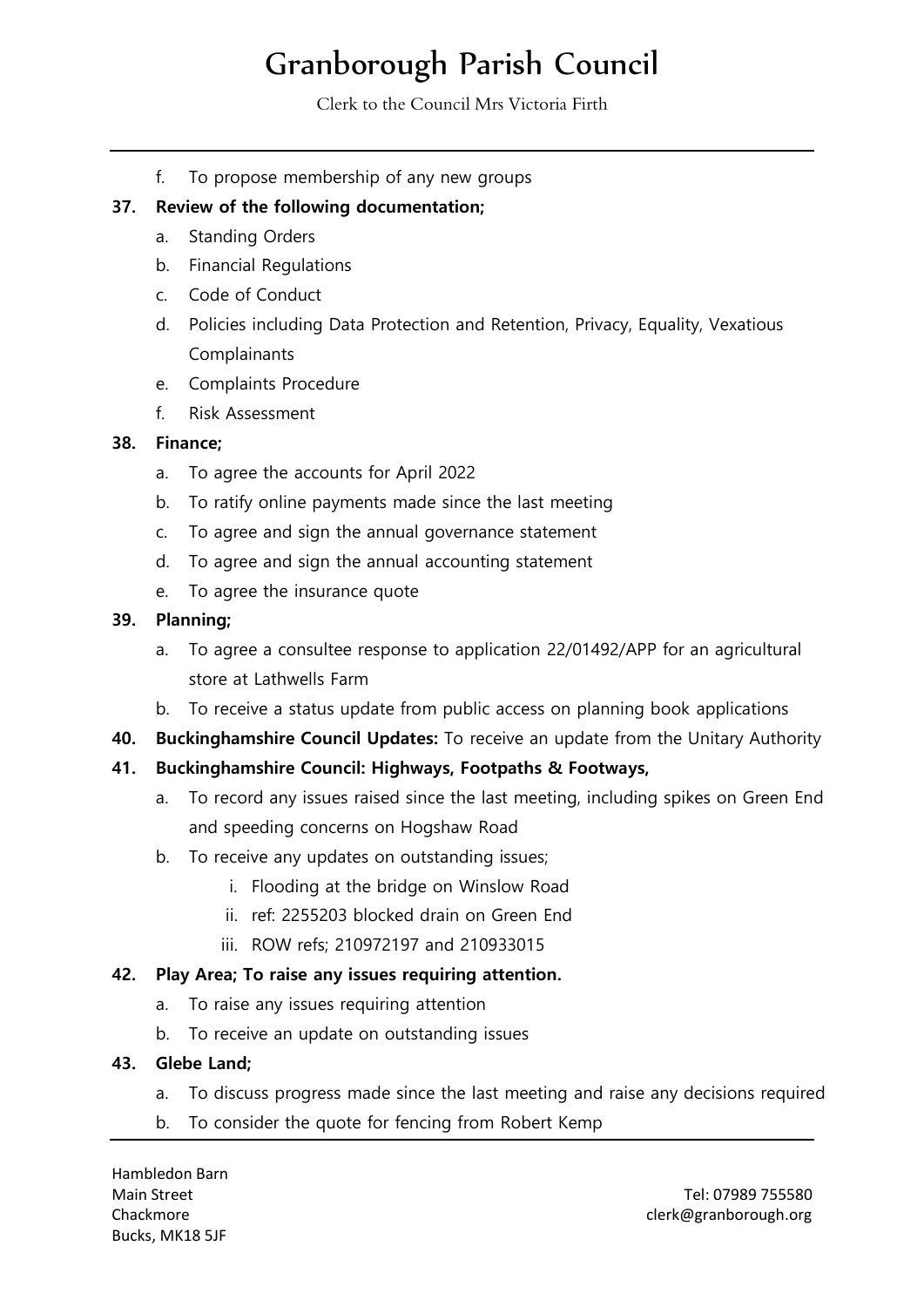f. To propose membership of any new groups

**37. Review of the following documentation;**

a. Standing Orders
b. Financial Regulations
c. Code of Conduct
d. Policies including Data Protection and Retention, Privacy, Equality, Vexatious Complainants
e. Complaints Procedure
f. Risk Assessment

**38. Finance;**

a. To agree the accounts for April 2022
b. To ratify online payments made since the last meeting
c. To agree and sign the annual governance statement
d. To agree and sign the annual accounting statement
e. To agree the insurance quote

**39. Planning;**

a. To agree a consultee response to application 22/01492/APP for an agricultural store at Lathwells Farm
b. To receive a status update from public access on planning book applications

**40. Buckinghamshire Council Updates:** To receive an update from the Unitary Authority

**41. Buckinghamshire Council: Highways, Footpaths & Footways,**

a. To record any issues raised since the last meeting, including spikes on Green End and speeding concerns on Hogshaw Road
b. To receive any updates on outstanding issues;
   i. Flooding at the bridge on Winslow Road
   ii. ref: 2255203 blocked drain on Green End
   iii. ROW refs; 210972197 and 210933015

**42. Play Area; To raise any issues requiring attention.**

a. To raise any issues requiring attention
b. To receive an update on outstanding issues

**43. Glebe Land;**

a. To discuss progress made since the last meeting and raise any decisions required
b. To consider the quote for fencing from Robert Kemp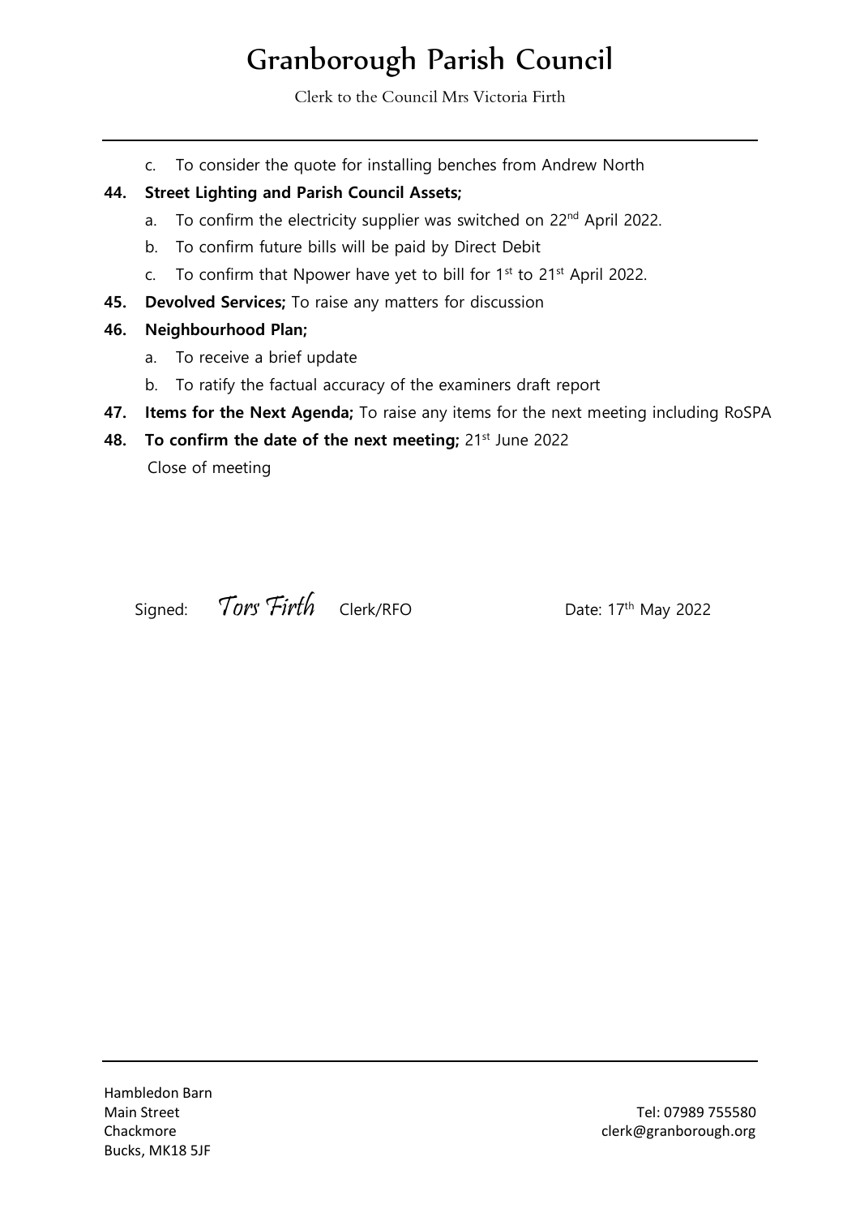c. To consider the quote for installing benches from Andrew North

**44. Street Lighting and Parish Council Assets;**

a. To confirm the electricity supplier was switched on 22nd April 2022.

b. To confirm future bills will be paid by Direct Debit

c. To confirm that Npower have yet to bill for 1st to 21st April 2022.

**45. Devolved Services;** To raise any matters for discussion

**46. Neighbourhood Plan;**

a. To receive a brief update

b. To ratify the factual accuracy of the examiners draft report

**47. Items for the Next Agenda;** To raise any items for the next meeting including RoSPA

**48. To confirm the date of the next meeting;** 21st June 2022

Close of meeting

Signed: *Tors Firth* Clerk/RFO    Date: 17th May 2022